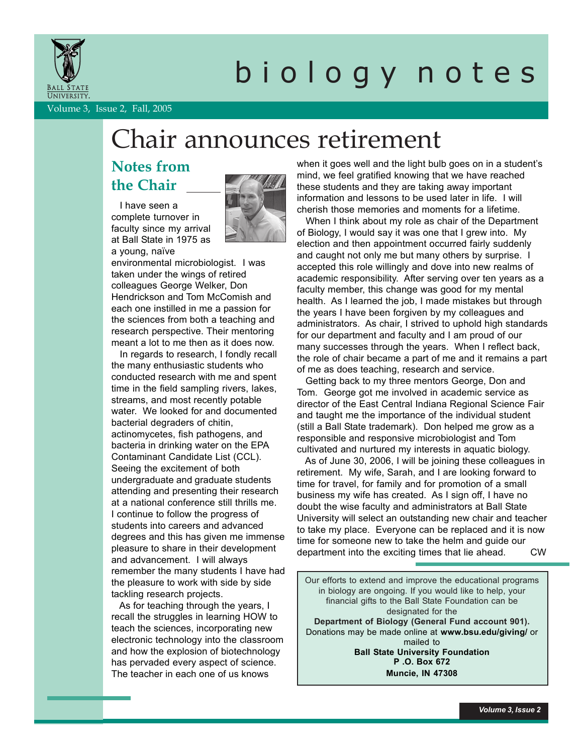# biology notes

Volume 3, Issue 2, Fall, 2005

# Chair announces retirement

## Notes from the Chair

I have seen a complete turnover in faculty since my arrival at Ball State in 1975 as a young, naïve environmental microbiologist. I was taken under the wings of retired colleagues George Welker, Don Hendrickson and Tom McComish and each one instilled in me a passion for the sciences from both a teaching and research perspective. Their mentoring meant a lot to me then as it does now.

In regards to research, I fondly recall the many enthusiastic students who conducted research with me and spent time in the field sampling rivers, lakes, streams, and most recently potable water. We looked for and documented bacterial degraders of chitin, actinomycetes, fish pathogens, and bacteria in drinking water on the EPA Contaminant Candidate List (CCL). Seeing the excitement of both undergraduate and graduate students attending and presenting their research at a national conference still thrills me. I continue to follow the progress of students into careers and advanced degrees and this has given me immense pleasure to share in their development and advancement. I will always remember the many students I have had the pleasure to work with side by side tackling research projects.

As for teaching through the years, I recall the struggles in learning HOW to teach the sciences, incorporating new electronic technology into the classroom and how the explosion of biotechnology has pervaded every aspect of science. The teacher in each one of us knows when it goes well and the light bulb goes on in a student's mind, we feel gratified knowing that we have reached these students and they are taking away important information and lessons to be used later in life. I will cherish those memories and moments for a lifetime.

When I think about my role as chair of the Department of Biology, I would say it was one that I grew into. My election and then appointment occurred fairly suddenly and caught not only me but many others by surprise. I accepted this role willingly and dove into new realms of academic responsibility. After serving over ten years as a faculty member, this change was good for my mental health. As I learned the job, I made mistakes but through the years I have been forgiven by my colleagues and administrators. As chair, I strived to uphold high standards for our department and faculty and I am proud of our many successes through the years. When I reflect back, the role of chair became a part of me and it remains a part of me as does teaching, research and service.

Getting back to my three mentors George, Don and Tom. George got me involved in academic service as director of the East Central Indiana Regional Science Fair and taught me the importance of the individual student (still a Ball State trademark). Don helped me grow as a responsible and responsive microbiologist and Tom cultivated and nurtured my interests in aquatic biology.

As of June 30, 2006, I will be joining these colleagues in retirement. My wife, Sarah, and I are looking forward to time for travel, for family and for promotion of a small business my wife has created. As I sign off, I have no doubt the wise faculty and administrators at Ball State University will select an outstanding new chair and teacher to take my place. Everyone can be replaced and it is now time for someone new to take the helm and guide our department into the exciting times that lie ahead. CW

---

Our efforts to extend and improve the educational programs in biology are ongoing. If you would like to help, your financial gifts to the Ball State Foundation can be designated for the
**Department of Biology (General Fund account 901).**
Donations may be made online at **www.bsu.edu/giving/** or mailed to
**Ball State University Foundation**
**P .O. Box 672**
**Muncie, IN 47308**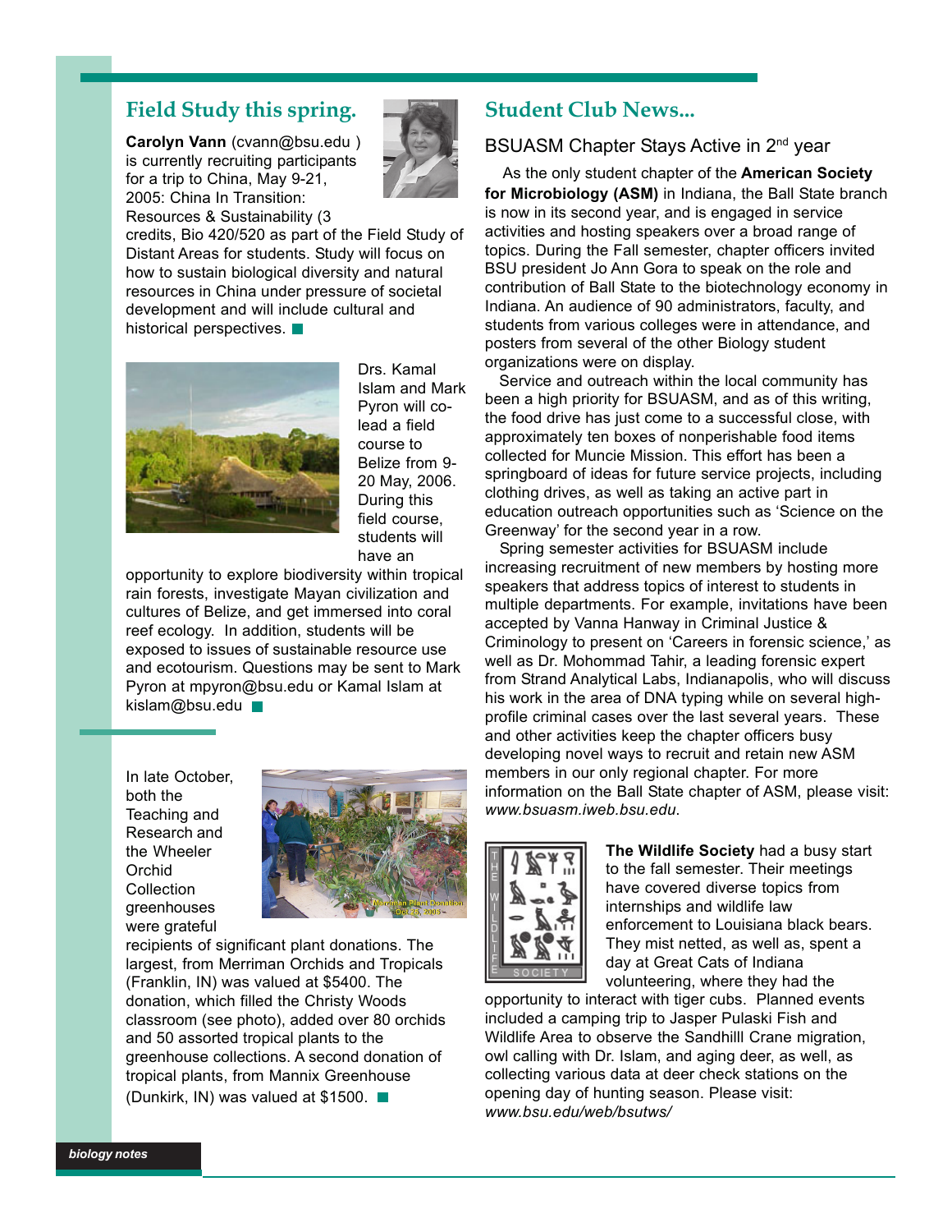## Field Study this spring.

**Carolyn Vann** (cvann@bsu.edu ) is currently recruiting participants for a trip to China, May 9-21, 2005: China In Transition: Resources & Sustainability (3 credits, Bio 420/520 as part of the Field Study of Distant Areas for students. Study will focus on how to sustain biological diversity and natural resources in China under pressure of societal development and will include cultural and historical perspectives.

Drs. Kamal Islam and Mark Pyron will co-lead a field course to Belize from 9-20 May, 2006. During this field course, students will have an opportunity to explore biodiversity within tropical rain forests, investigate Mayan civilization and cultures of Belize, and get immersed into coral reef ecology. In addition, students will be exposed to issues of sustainable resource use and ecotourism. Questions may be sent to Mark Pyron at mpyron@bsu.edu or Kamal Islam at kislam@bsu.edu

In late October, both the Teaching and Research and the Wheeler Orchid Collection greenhouses were grateful recipients of significant plant donations. The largest, from Merriman Orchids and Tropicals (Franklin, IN) was valued at $5400. The donation, which filled the Christy Woods classroom (see photo), added over 80 orchids and 50 assorted tropical plants to the greenhouse collections. A second donation of tropical plants, from Mannix Greenhouse (Dunkirk, IN) was valued at $1500.

## Student Club News...

### BSUASM Chapter Stays Active in 2nd year

As the only student chapter of the **American Society for Microbiology (ASM)** in Indiana, the Ball State branch is now in its second year, and is engaged in service activities and hosting speakers over a broad range of topics. During the Fall semester, chapter officers invited BSU president Jo Ann Gora to speak on the role and contribution of Ball State to the biotechnology economy in Indiana. An audience of 90 administrators, faculty, and students from various colleges were in attendance, and posters from several of the other Biology student organizations were on display.

Service and outreach within the local community has been a high priority for BSUASM, and as of this writing, the food drive has just come to a successful close, with approximately ten boxes of nonperishable food items collected for Muncie Mission. This effort has been a springboard of ideas for future service projects, including clothing drives, as well as taking an active part in education outreach opportunities such as 'Science on the Greenway' for the second year in a row.

Spring semester activities for BSUASM include increasing recruitment of new members by hosting more speakers that address topics of interest to students in multiple departments. For example, invitations have been accepted by Vanna Hanway in Criminal Justice & Criminology to present on 'Careers in forensic science,' as well as Dr. Mohommad Tahir, a leading forensic expert from Strand Analytical Labs, Indianapolis, who will discuss his work in the area of DNA typing while on several high-profile criminal cases over the last several years. These and other activities keep the chapter officers busy developing novel ways to recruit and retain new ASM members in our only regional chapter. For more information on the Ball State chapter of ASM, please visit: *www.bsuasm.iweb.bsu.edu*.

**The Wildlife Society** had a busy start to the fall semester. Their meetings have covered diverse topics from internships and wildlife law enforcement to Louisiana black bears. They mist netted, as well as, spent a day at Great Cats of Indiana volunteering, where they had the opportunity to interact with tiger cubs. Planned events included a camping trip to Jasper Pulaski Fish and Wildlife Area to observe the Sandhilll Crane migration, owl calling with Dr. Islam, and aging deer, as well, as collecting various data at deer check stations on the opening day of hunting season. Please visit: *www.bsu.edu/web/bsutws/*